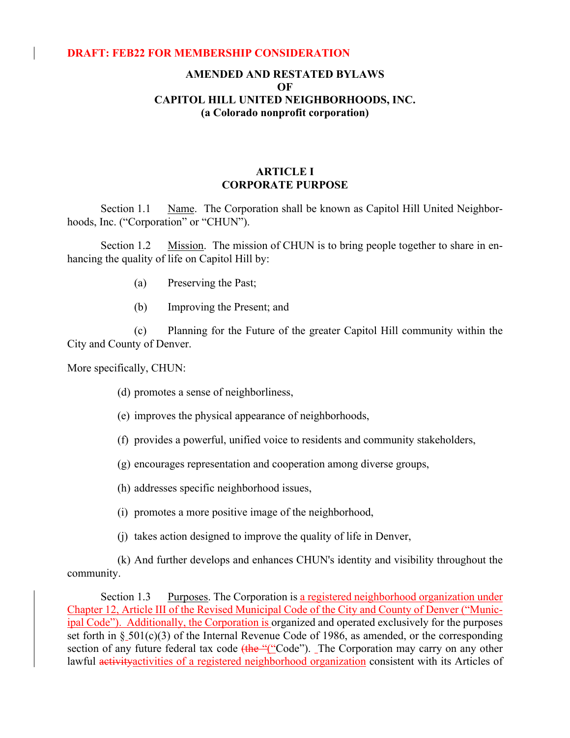**DRAFT: FEB22 FOR MEMBERSHIP CONSIDERATION**

# AMENDED AND RESTATED BYLAWS
# OF
# CAPITOL HILL UNITED NEIGHBORHOODS, INC.
## (a Colorado nonprofit corporation)

## ARTICLE I
## CORPORATE PURPOSE

Section 1.1 Name. The Corporation shall be known as Capitol Hill United Neighborhoods, Inc. ("Corporation" or "CHUN").

Section 1.2 Mission. The mission of CHUN is to bring people together to share in enhancing the quality of life on Capitol Hill by:

(a) Preserving the Past;

(b) Improving the Present; and

(c) Planning for the Future of the greater Capitol Hill community within the City and County of Denver.

More specifically, CHUN:

(d) promotes a sense of neighborliness,

(e) improves the physical appearance of neighborhoods,

(f) provides a powerful, unified voice to residents and community stakeholders,

(g) encourages representation and cooperation among diverse groups,

(h) addresses specific neighborhood issues,

(i) promotes a more positive image of the neighborhood,

(j) takes action designed to improve the quality of life in Denver,

(k) And further develops and enhances CHUN's identity and visibility throughout the community.

Section 1.3 Purposes. The Corporation is a registered neighborhood organization under Chapter 12, Article III of the Revised Municipal Code of the City and County of Denver ("Municipal Code"). Additionally, the Corporation is organized and operated exclusively for the purposes set forth in § 501(c)(3) of the Internal Revenue Code of 1986, as amended, or the corresponding section of any future federal tax code ~~(the "~~("Code"). The Corporation may carry on any other lawful ~~activity~~activities of a registered neighborhood organization consistent with its Articles of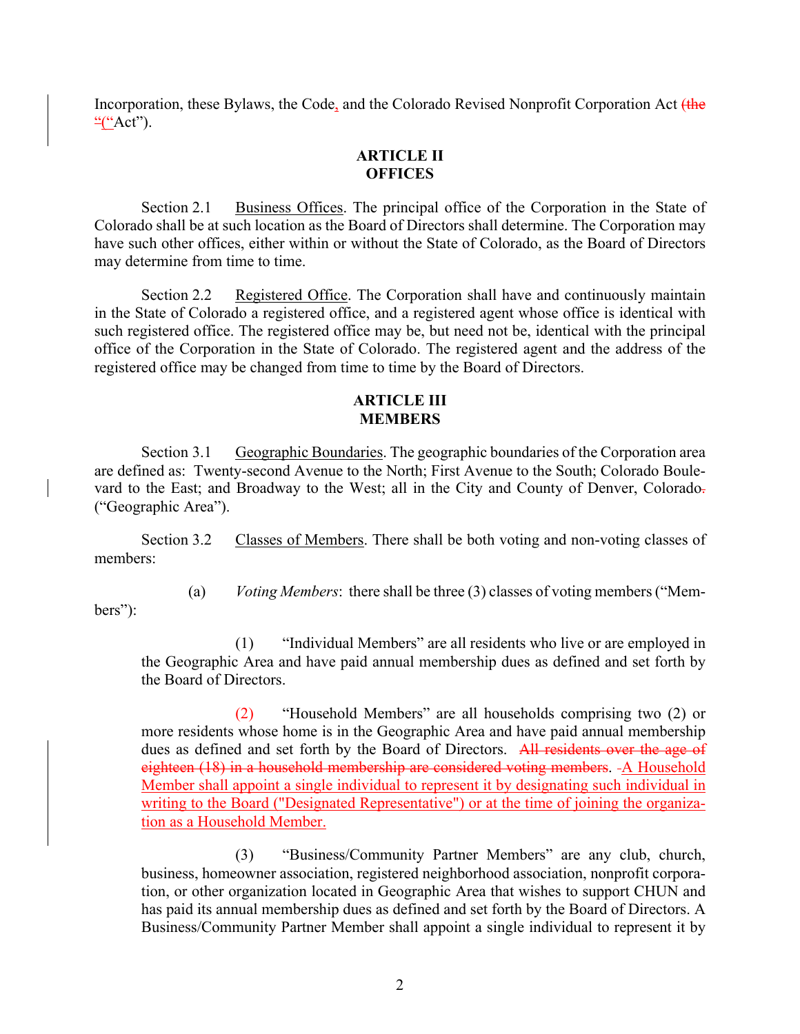Incorporation, these Bylaws, the Code, and the Colorado Revised Nonprofit Corporation Act ~~(the~~ ~~"~~("Act").

## ARTICLE II
## OFFICES

Section 2.1 Business Offices. The principal office of the Corporation in the State of Colorado shall be at such location as the Board of Directors shall determine. The Corporation may have such other offices, either within or without the State of Colorado, as the Board of Directors may determine from time to time.

Section 2.2 Registered Office. The Corporation shall have and continuously maintain in the State of Colorado a registered office, and a registered agent whose office is identical with such registered office. The registered office may be, but need not be, identical with the principal office of the Corporation in the State of Colorado. The registered agent and the address of the registered office may be changed from time to time by the Board of Directors.

## ARTICLE III
## MEMBERS

Section 3.1 Geographic Boundaries. The geographic boundaries of the Corporation area are defined as: Twenty-second Avenue to the North; First Avenue to the South; Colorado Boulevard to the East; and Broadway to the West; all in the City and County of Denver, Colorado~~.~~ ("Geographic Area").

Section 3.2 Classes of Members. There shall be both voting and non-voting classes of members:

(a) *Voting Members*: there shall be three (3) classes of voting members ("Members"):

(1) "Individual Members" are all residents who live or are employed in the Geographic Area and have paid annual membership dues as defined and set forth by the Board of Directors.

(2) "Household Members" are all households comprising two (2) or more residents whose home is in the Geographic Area and have paid annual membership dues as defined and set forth by the Board of Directors. ~~All residents over the age of eighteen (18) in a household membership are considered voting members.~~ A Household Member shall appoint a single individual to represent it by designating such individual in writing to the Board ("Designated Representative") or at the time of joining the organization as a Household Member.

(3) "Business/Community Partner Members" are any club, church, business, homeowner association, registered neighborhood association, nonprofit corporation, or other organization located in Geographic Area that wishes to support CHUN and has paid its annual membership dues as defined and set forth by the Board of Directors. A Business/Community Partner Member shall appoint a single individual to represent it by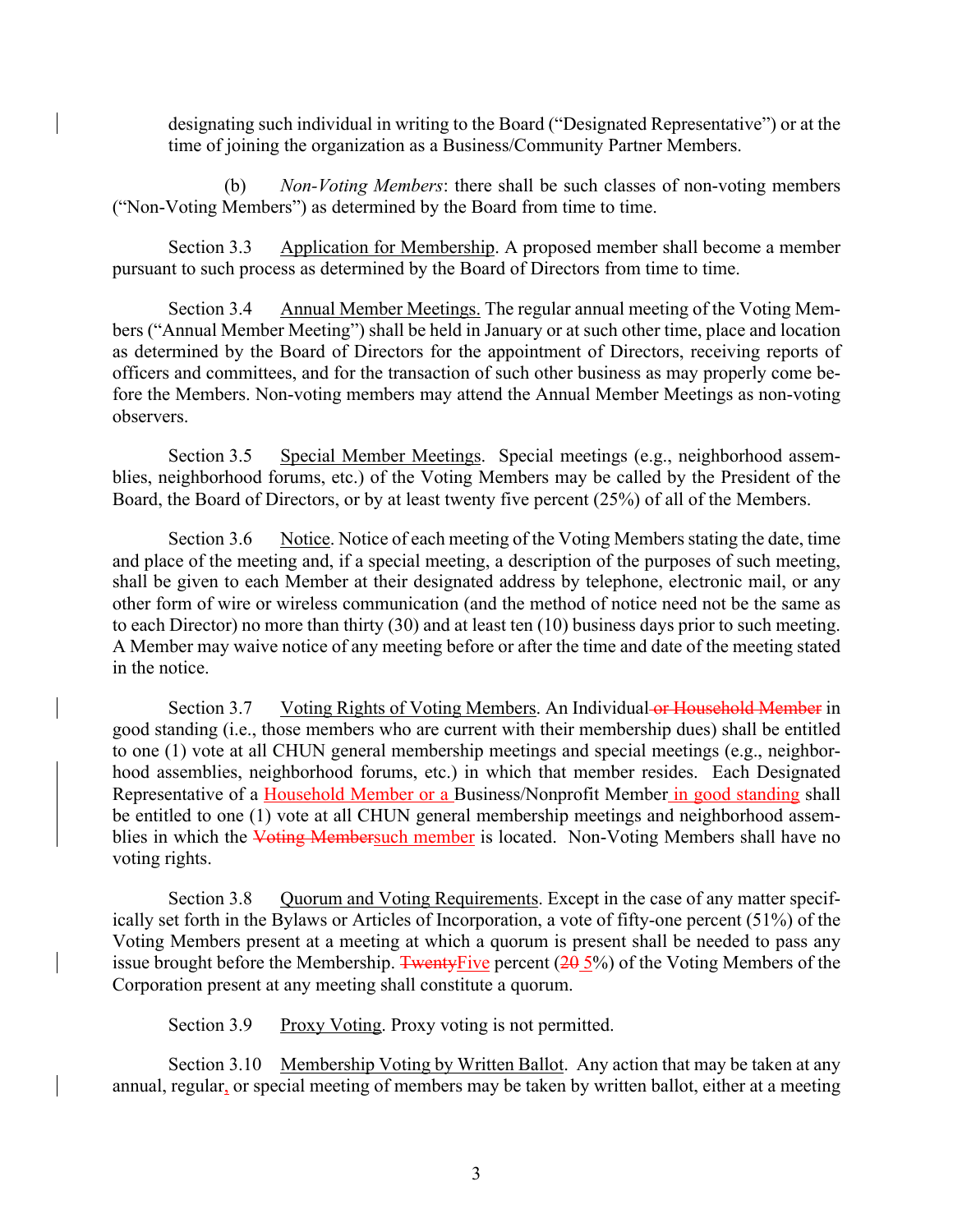designating such individual in writing to the Board ("Designated Representative") or at the time of joining the organization as a Business/Community Partner Members.

(b) *Non-Voting Members*: there shall be such classes of non-voting members ("Non-Voting Members") as determined by the Board from time to time.

Section 3.3 Application for Membership. A proposed member shall become a member pursuant to such process as determined by the Board of Directors from time to time.

Section 3.4 Annual Member Meetings. The regular annual meeting of the Voting Members ("Annual Member Meeting") shall be held in January or at such other time, place and location as determined by the Board of Directors for the appointment of Directors, receiving reports of officers and committees, and for the transaction of such other business as may properly come before the Members. Non-voting members may attend the Annual Member Meetings as non-voting observers.

Section 3.5 Special Member Meetings. Special meetings (e.g., neighborhood assemblies, neighborhood forums, etc.) of the Voting Members may be called by the President of the Board, the Board of Directors, or by at least twenty five percent (25%) of all of the Members.

Section 3.6 Notice. Notice of each meeting of the Voting Members stating the date, time and place of the meeting and, if a special meeting, a description of the purposes of such meeting, shall be given to each Member at their designated address by telephone, electronic mail, or any other form of wire or wireless communication (and the method of notice need not be the same as to each Director) no more than thirty (30) and at least ten (10) business days prior to such meeting. A Member may waive notice of any meeting before or after the time and date of the meeting stated in the notice.

Section 3.7 Voting Rights of Voting Members. An Individual ~~or Household Member~~ in good standing (i.e., those members who are current with their membership dues) shall be entitled to one (1) vote at all CHUN general membership meetings and special meetings (e.g., neighborhood assemblies, neighborhood forums, etc.) in which that member resides. Each Designated Representative of a Household Member or a Business/Nonprofit Member in good standing shall be entitled to one (1) vote at all CHUN general membership meetings and neighborhood assemblies in which the ~~Voting Member~~such member is located. Non-Voting Members shall have no voting rights.

Section 3.8 Quorum and Voting Requirements. Except in the case of any matter specifically set forth in the Bylaws or Articles of Incorporation, a vote of fifty-one percent (51%) of the Voting Members present at a meeting at which a quorum is present shall be needed to pass any issue brought before the Membership. ~~Twenty~~Five percent (~~20~~ 5%) of the Voting Members of the Corporation present at any meeting shall constitute a quorum.

Section 3.9 Proxy Voting. Proxy voting is not permitted.

Section 3.10 Membership Voting by Written Ballot. Any action that may be taken at any annual, regular, or special meeting of members may be taken by written ballot, either at a meeting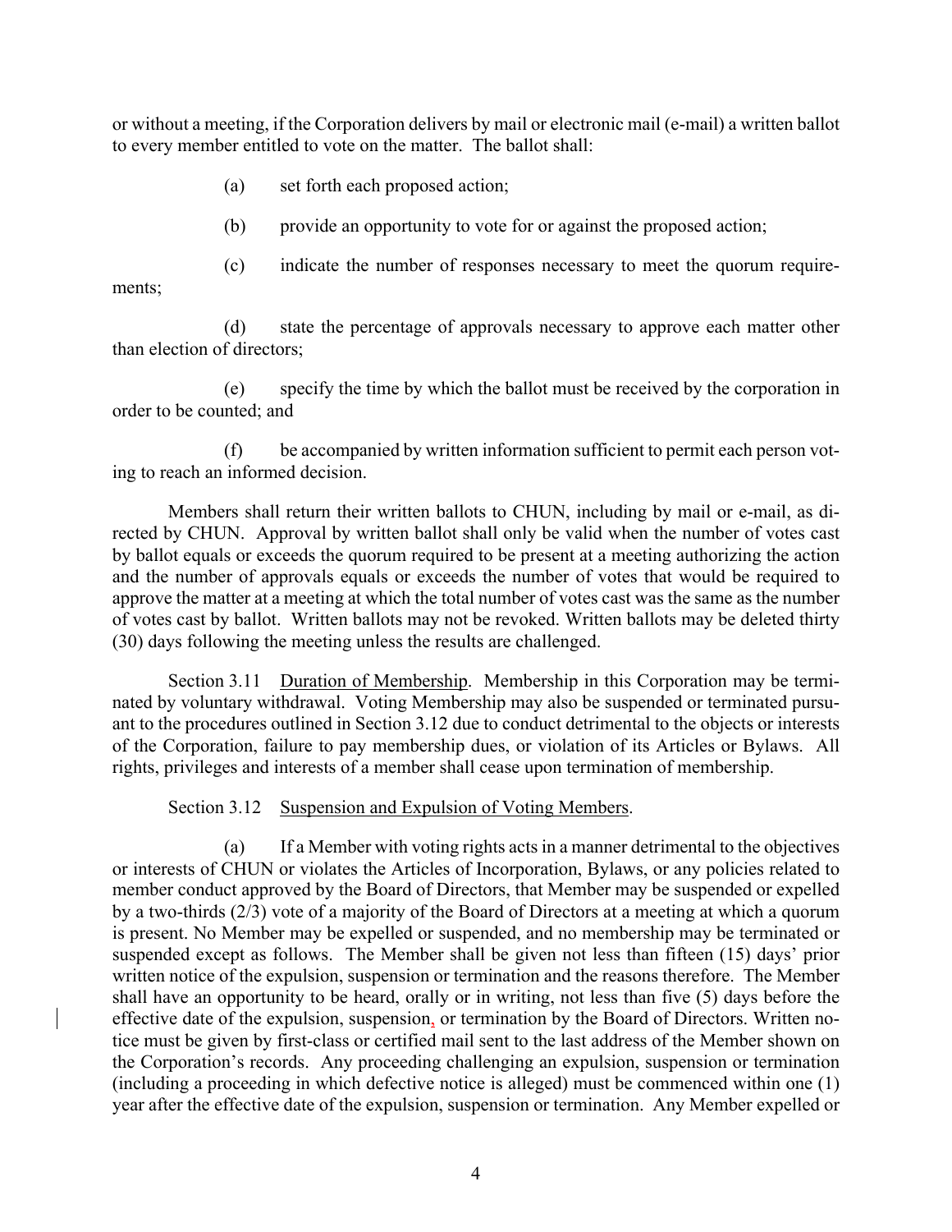or without a meeting, if the Corporation delivers by mail or electronic mail (e-mail) a written ballot to every member entitled to vote on the matter. The ballot shall:

(a) set forth each proposed action;

(b) provide an opportunity to vote for or against the proposed action;

(c) indicate the number of responses necessary to meet the quorum requirements;

(d) state the percentage of approvals necessary to approve each matter other than election of directors;

(e) specify the time by which the ballot must be received by the corporation in order to be counted; and

(f) be accompanied by written information sufficient to permit each person voting to reach an informed decision.

Members shall return their written ballots to CHUN, including by mail or e-mail, as directed by CHUN. Approval by written ballot shall only be valid when the number of votes cast by ballot equals or exceeds the quorum required to be present at a meeting authorizing the action and the number of approvals equals or exceeds the number of votes that would be required to approve the matter at a meeting at which the total number of votes cast was the same as the number of votes cast by ballot. Written ballots may not be revoked. Written ballots may be deleted thirty (30) days following the meeting unless the results are challenged.

Section 3.11 <u>Duration of Membership</u>. Membership in this Corporation may be terminated by voluntary withdrawal. Voting Membership may also be suspended or terminated pursuant to the procedures outlined in Section 3.12 due to conduct detrimental to the objects or interests of the Corporation, failure to pay membership dues, or violation of its Articles or Bylaws. All rights, privileges and interests of a member shall cease upon termination of membership.

Section 3.12 <u>Suspension and Expulsion of Voting Members</u>.

(a) If a Member with voting rights acts in a manner detrimental to the objectives or interests of CHUN or violates the Articles of Incorporation, Bylaws, or any policies related to member conduct approved by the Board of Directors, that Member may be suspended or expelled by a two-thirds (2/3) vote of a majority of the Board of Directors at a meeting at which a quorum is present. No Member may be expelled or suspended, and no membership may be terminated or suspended except as follows. The Member shall be given not less than fifteen (15) days' prior written notice of the expulsion, suspension or termination and the reasons therefore. The Member shall have an opportunity to be heard, orally or in writing, not less than five (5) days before the effective date of the expulsion, suspension, or termination by the Board of Directors. Written notice must be given by first-class or certified mail sent to the last address of the Member shown on the Corporation's records. Any proceeding challenging an expulsion, suspension or termination (including a proceeding in which defective notice is alleged) must be commenced within one (1) year after the effective date of the expulsion, suspension or termination. Any Member expelled or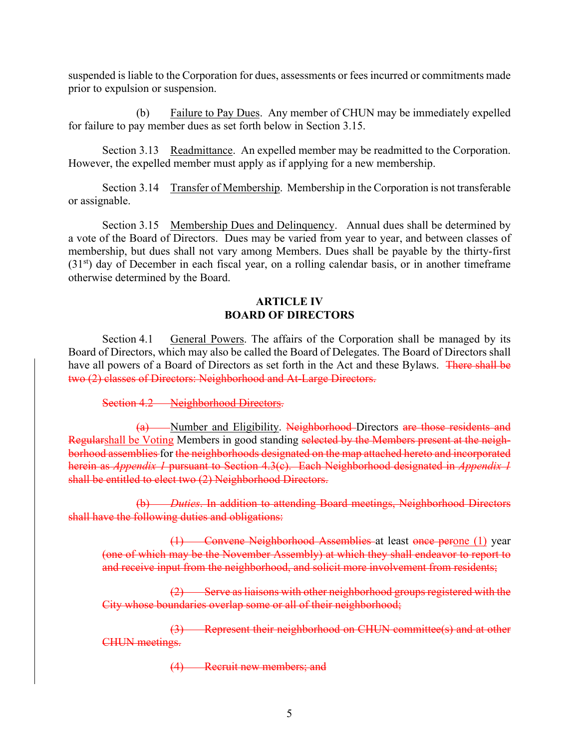suspended is liable to the Corporation for dues, assessments or fees incurred or commitments made prior to expulsion or suspension.

(b) Failure to Pay Dues. Any member of CHUN may be immediately expelled for failure to pay member dues as set forth below in Section 3.15.

Section 3.13 Readmittance. An expelled member may be readmitted to the Corporation. However, the expelled member must apply as if applying for a new membership.

Section 3.14 Transfer of Membership. Membership in the Corporation is not transferable or assignable.

Section 3.15 Membership Dues and Delinquency. Annual dues shall be determined by a vote of the Board of Directors. Dues may be varied from year to year, and between classes of membership, but dues shall not vary among Members. Dues shall be payable by the thirty-first (31st) day of December in each fiscal year, on a rolling calendar basis, or in another timeframe otherwise determined by the Board.

## ARTICLE IV
## BOARD OF DIRECTORS

Section 4.1 General Powers. The affairs of the Corporation shall be managed by its Board of Directors, which may also be called the Board of Delegates. The Board of Directors shall have all powers of a Board of Directors as set forth in the Act and these Bylaws. ~~There shall be two (2) classes of Directors: Neighborhood and At-Large Directors.~~

~~Section 4.2 Neighborhood Directors.~~

~~(a)~~ Number and Eligibility. ~~Neighborhood~~ Directors ~~are those residents and Regular~~shall be Voting Members in good standing ~~selected by the Members present at the neighborhood assemblies~~ for ~~the neighborhoods designated on the map attached hereto and incorporated herein as *Appendix 1* pursuant to Section 4.3(c). Each Neighborhood designated in *Appendix 1* shall be entitled to elect two (2) Neighborhood Directors.~~

~~(b) *Duties*. In addition to attending Board meetings, Neighborhood Directors shall have the following duties and obligations:~~

~~(1) Convene Neighborhood Assemblies~~ at least ~~once per~~one (1) year ~~(one of which may be the November Assembly) at which they shall endeavor to report to and receive input from the neighborhood, and solicit more involvement from residents;~~

~~(2) Serve as liaisons with other neighborhood groups registered with the City whose boundaries overlap some or all of their neighborhood;~~

~~(3) Represent their neighborhood on CHUN committee(s) and at other CHUN meetings.~~

~~(4) Recruit new members; and~~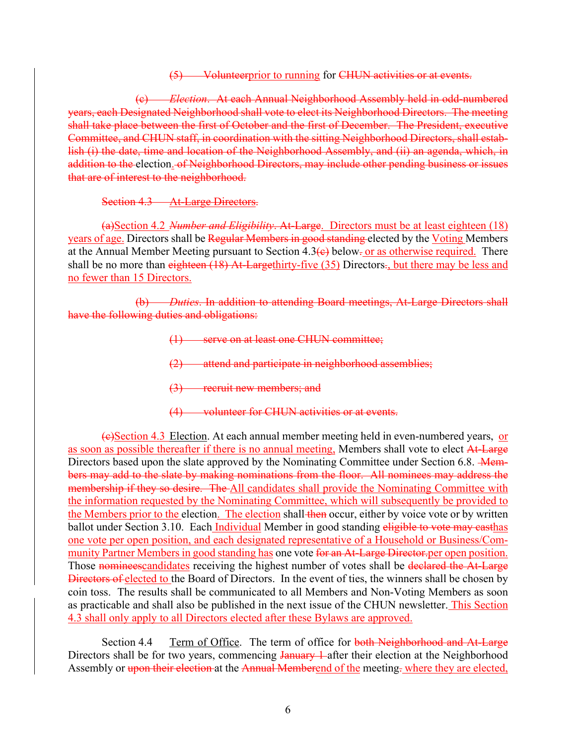(5) Volunteerprior to running for CHUN activities or at events.

(c) *Election*. At each Annual Neighborhood Assembly held in odd-numbered years, each Designated Neighborhood shall vote to elect its Neighborhood Directors. The meeting shall take place between the first of October and the first of December. The President, executive Committee, and CHUN staff, in coordination with the sitting Neighborhood Directors, shall establish (i) the date, time and location of the Neighborhood Assembly, and (ii) an agenda, which, in addition to the election. of Neighborhood Directors, may include other pending business or issues that are of interest to the neighborhood.

Section 4.3 At-Large Directors.

(a)Section 4.2 *Number and Eligibility*. At-Large. Directors must be at least eighteen (18) years of age. Directors shall be Regular Members in good standing elected by the Voting Members at the Annual Member Meeting pursuant to Section 4.3(c) below. or as otherwise required. There shall be no more than eighteen (18) At-Largethirty-five (35) Directors., but there may be less and no fewer than 15 Directors.

(b) *Duties*. In addition to attending Board meetings, At-Large Directors shall have the following duties and obligations:

(1) serve on at least one CHUN committee;

(2) attend and participate in neighborhood assemblies;

(3) recruit new members; and

(4) volunteer for CHUN activities or at events.

(c)Section 4.3 Election. At each annual member meeting held in even-numbered years, or as soon as possible thereafter if there is no annual meeting, Members shall vote to elect At-Large Directors based upon the slate approved by the Nominating Committee under Section 6.8. Members may add to the slate by making nominations from the floor. All nominees may address the membership if they so desire. The All candidates shall provide the Nominating Committee with the information requested by the Nominating Committee, which will subsequently be provided to the Members prior to the election. The election shall then occur, either by voice vote or by written ballot under Section 3.10. Each Individual Member in good standing eligible to vote may casthas one vote per open position, and each designated representative of a Household or Business/Community Partner Members in good standing has one vote for an At-Large Director.per open position. Those nomineescandidates receiving the highest number of votes shall be declared the At-Large Directors of elected to the Board of Directors. In the event of ties, the winners shall be chosen by coin toss. The results shall be communicated to all Members and Non-Voting Members as soon as practicable and shall also be published in the next issue of the CHUN newsletter. This Section 4.3 shall only apply to all Directors elected after these Bylaws are approved.

Section 4.4 Term of Office. The term of office for both Neighborhood and At-Large Directors shall be for two years, commencing January 1 after their election at the Neighborhood Assembly or upon their election at the Annual Memberend of the meeting. where they are elected,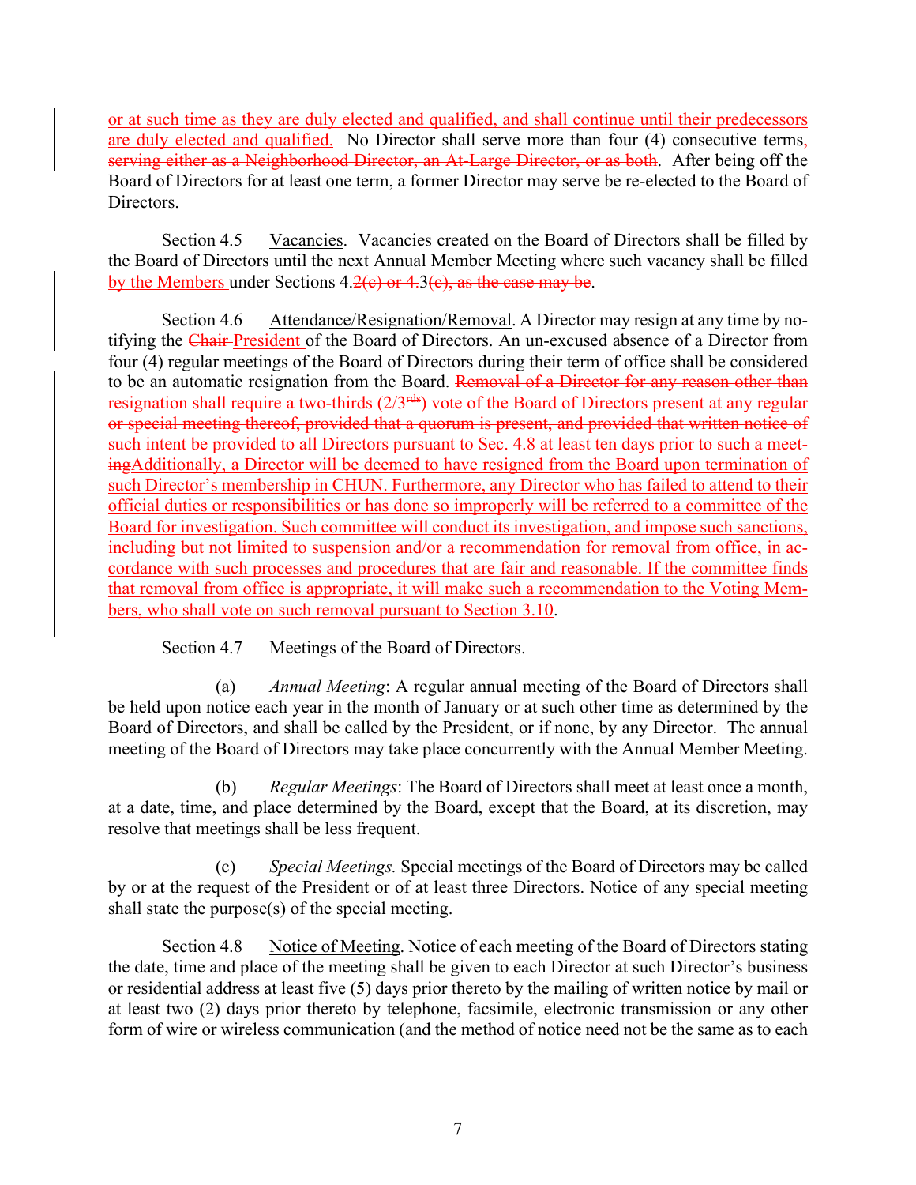or at such time as they are duly elected and qualified, and shall continue until their predecessors are duly elected and qualified. No Director shall serve more than four (4) consecutive terms, serving either as a Neighborhood Director, an At-Large Director, or as both. After being off the Board of Directors for at least one term, a former Director may serve be re-elected to the Board of Directors.

Section 4.5 Vacancies. Vacancies created on the Board of Directors shall be filled by the Board of Directors until the next Annual Member Meeting where such vacancy shall be filled by the Members under Sections 4.2(c) or 4.3(c), as the case may be.

Section 4.6 Attendance/Resignation/Removal. A Director may resign at any time by notifying the Chair President of the Board of Directors. An un-excused absence of a Director from four (4) regular meetings of the Board of Directors during their term of office shall be considered to be an automatic resignation from the Board. Removal of a Director for any reason other than resignation shall require a two-thirds (2/3rds) vote of the Board of Directors present at any regular or special meeting thereof, provided that a quorum is present, and provided that written notice of such intent be provided to all Directors pursuant to Sec. 4.8 at least ten days prior to such a meetingAdditionally, a Director will be deemed to have resigned from the Board upon termination of such Director's membership in CHUN. Furthermore, any Director who has failed to attend to their official duties or responsibilities or has done so improperly will be referred to a committee of the Board for investigation. Such committee will conduct its investigation, and impose such sanctions, including but not limited to suspension and/or a recommendation for removal from office, in accordance with such processes and procedures that are fair and reasonable. If the committee finds that removal from office is appropriate, it will make such a recommendation to the Voting Members, who shall vote on such removal pursuant to Section 3.10.

Section 4.7 Meetings of the Board of Directors.

(a) *Annual Meeting*: A regular annual meeting of the Board of Directors shall be held upon notice each year in the month of January or at such other time as determined by the Board of Directors, and shall be called by the President, or if none, by any Director. The annual meeting of the Board of Directors may take place concurrently with the Annual Member Meeting.

(b) *Regular Meetings*: The Board of Directors shall meet at least once a month, at a date, time, and place determined by the Board, except that the Board, at its discretion, may resolve that meetings shall be less frequent.

(c) *Special Meetings.* Special meetings of the Board of Directors may be called by or at the request of the President or of at least three Directors. Notice of any special meeting shall state the purpose(s) of the special meeting.

Section 4.8 Notice of Meeting. Notice of each meeting of the Board of Directors stating the date, time and place of the meeting shall be given to each Director at such Director's business or residential address at least five (5) days prior thereto by the mailing of written notice by mail or at least two (2) days prior thereto by telephone, facsimile, electronic transmission or any other form of wire or wireless communication (and the method of notice need not be the same as to each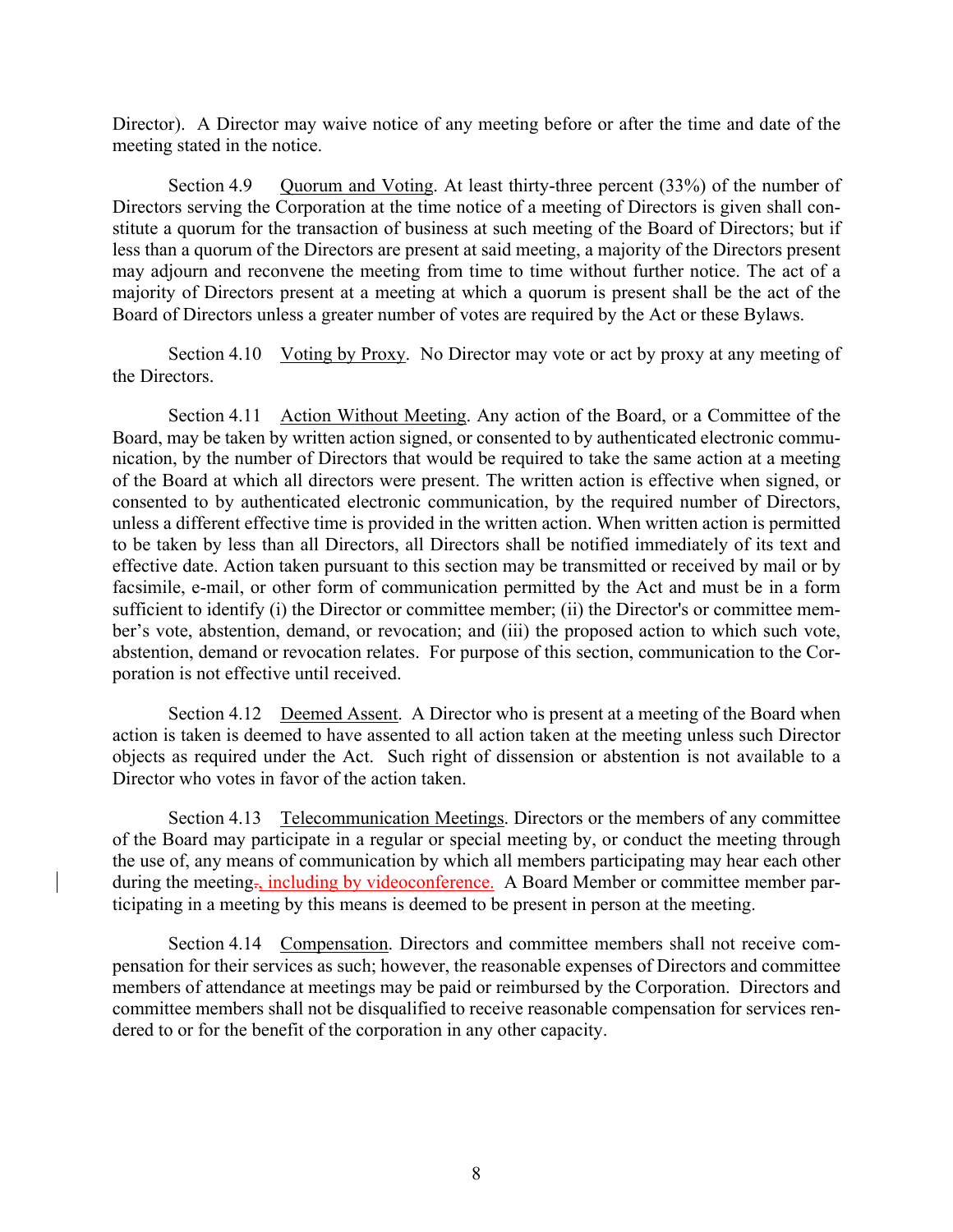Director). A Director may waive notice of any meeting before or after the time and date of the meeting stated in the notice.

Section 4.9 Quorum and Voting. At least thirty-three percent (33%) of the number of Directors serving the Corporation at the time notice of a meeting of Directors is given shall constitute a quorum for the transaction of business at such meeting of the Board of Directors; but if less than a quorum of the Directors are present at said meeting, a majority of the Directors present may adjourn and reconvene the meeting from time to time without further notice. The act of a majority of Directors present at a meeting at which a quorum is present shall be the act of the Board of Directors unless a greater number of votes are required by the Act or these Bylaws.

Section 4.10 Voting by Proxy. No Director may vote or act by proxy at any meeting of the Directors.

Section 4.11 Action Without Meeting. Any action of the Board, or a Committee of the Board, may be taken by written action signed, or consented to by authenticated electronic communication, by the number of Directors that would be required to take the same action at a meeting of the Board at which all directors were present. The written action is effective when signed, or consented to by authenticated electronic communication, by the required number of Directors, unless a different effective time is provided in the written action. When written action is permitted to be taken by less than all Directors, all Directors shall be notified immediately of its text and effective date. Action taken pursuant to this section may be transmitted or received by mail or by facsimile, e-mail, or other form of communication permitted by the Act and must be in a form sufficient to identify (i) the Director or committee member; (ii) the Director's or committee member's vote, abstention, demand, or revocation; and (iii) the proposed action to which such vote, abstention, demand or revocation relates. For purpose of this section, communication to the Corporation is not effective until received.

Section 4.12 Deemed Assent. A Director who is present at a meeting of the Board when action is taken is deemed to have assented to all action taken at the meeting unless such Director objects as required under the Act. Such right of dissension or abstention is not available to a Director who votes in favor of the action taken.

Section 4.13 Telecommunication Meetings. Directors or the members of any committee of the Board may participate in a regular or special meeting by, or conduct the meeting through the use of, any means of communication by which all members participating may hear each other during the meeting~~.~~, including by videoconference. A Board Member or committee member participating in a meeting by this means is deemed to be present in person at the meeting.

Section 4.14 Compensation. Directors and committee members shall not receive compensation for their services as such; however, the reasonable expenses of Directors and committee members of attendance at meetings may be paid or reimbursed by the Corporation. Directors and committee members shall not be disqualified to receive reasonable compensation for services rendered to or for the benefit of the corporation in any other capacity.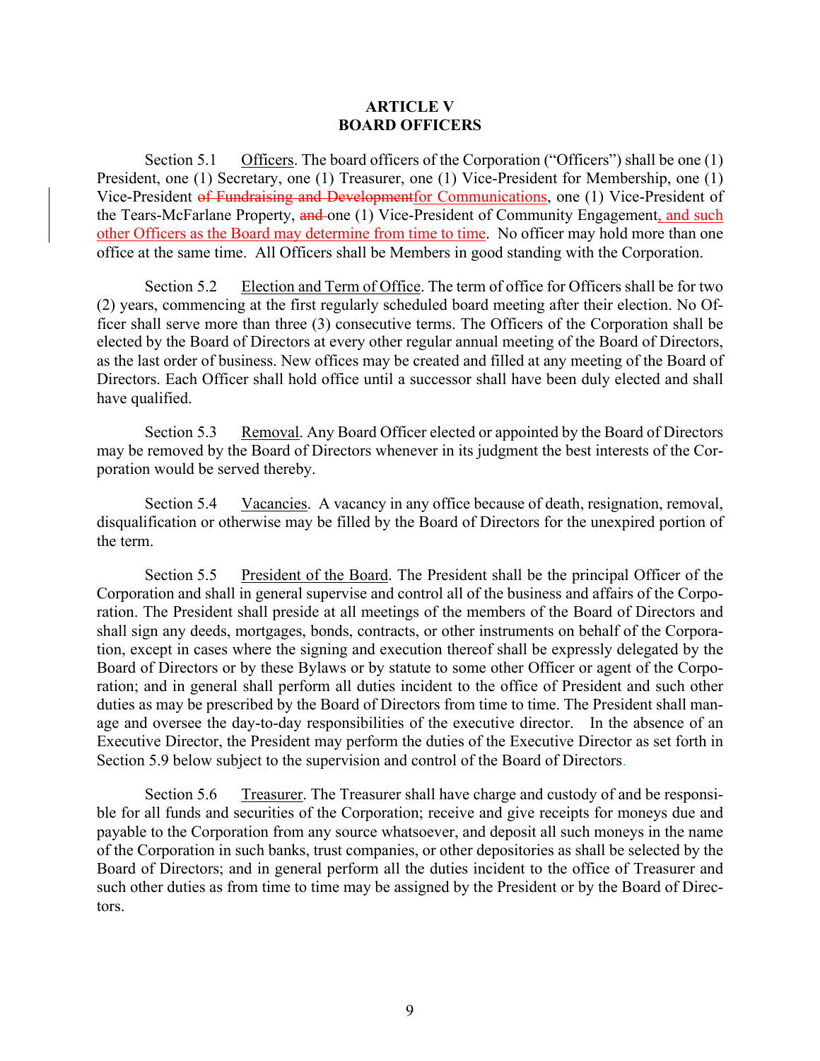# ARTICLE V
# BOARD OFFICERS

Section 5.1 Officers. The board officers of the Corporation ("Officers") shall be one (1) President, one (1) Secretary, one (1) Treasurer, one (1) Vice-President for Membership, one (1) Vice-President ~~of Fundraising and Development~~for Communications, one (1) Vice-President of the Tears-McFarlane Property, ~~and~~ one (1) Vice-President of Community Engagement, and such other Officers as the Board may determine from time to time. No officer may hold more than one office at the same time. All Officers shall be Members in good standing with the Corporation.

Section 5.2 Election and Term of Office. The term of office for Officers shall be for two (2) years, commencing at the first regularly scheduled board meeting after their election. No Officer shall serve more than three (3) consecutive terms. The Officers of the Corporation shall be elected by the Board of Directors at every other regular annual meeting of the Board of Directors, as the last order of business. New offices may be created and filled at any meeting of the Board of Directors. Each Officer shall hold office until a successor shall have been duly elected and shall have qualified.

Section 5.3 Removal. Any Board Officer elected or appointed by the Board of Directors may be removed by the Board of Directors whenever in its judgment the best interests of the Corporation would be served thereby.

Section 5.4 Vacancies. A vacancy in any office because of death, resignation, removal, disqualification or otherwise may be filled by the Board of Directors for the unexpired portion of the term.

Section 5.5 President of the Board. The President shall be the principal Officer of the Corporation and shall in general supervise and control all of the business and affairs of the Corporation. The President shall preside at all meetings of the members of the Board of Directors and shall sign any deeds, mortgages, bonds, contracts, or other instruments on behalf of the Corporation, except in cases where the signing and execution thereof shall be expressly delegated by the Board of Directors or by these Bylaws or by statute to some other Officer or agent of the Corporation; and in general shall perform all duties incident to the office of President and such other duties as may be prescribed by the Board of Directors from time to time. The President shall manage and oversee the day-to-day responsibilities of the executive director. In the absence of an Executive Director, the President may perform the duties of the Executive Director as set forth in Section 5.9 below subject to the supervision and control of the Board of Directors.

Section 5.6 Treasurer. The Treasurer shall have charge and custody of and be responsible for all funds and securities of the Corporation; receive and give receipts for moneys due and payable to the Corporation from any source whatsoever, and deposit all such moneys in the name of the Corporation in such banks, trust companies, or other depositories as shall be selected by the Board of Directors; and in general perform all the duties incident to the office of Treasurer and such other duties as from time to time may be assigned by the President or by the Board of Directors.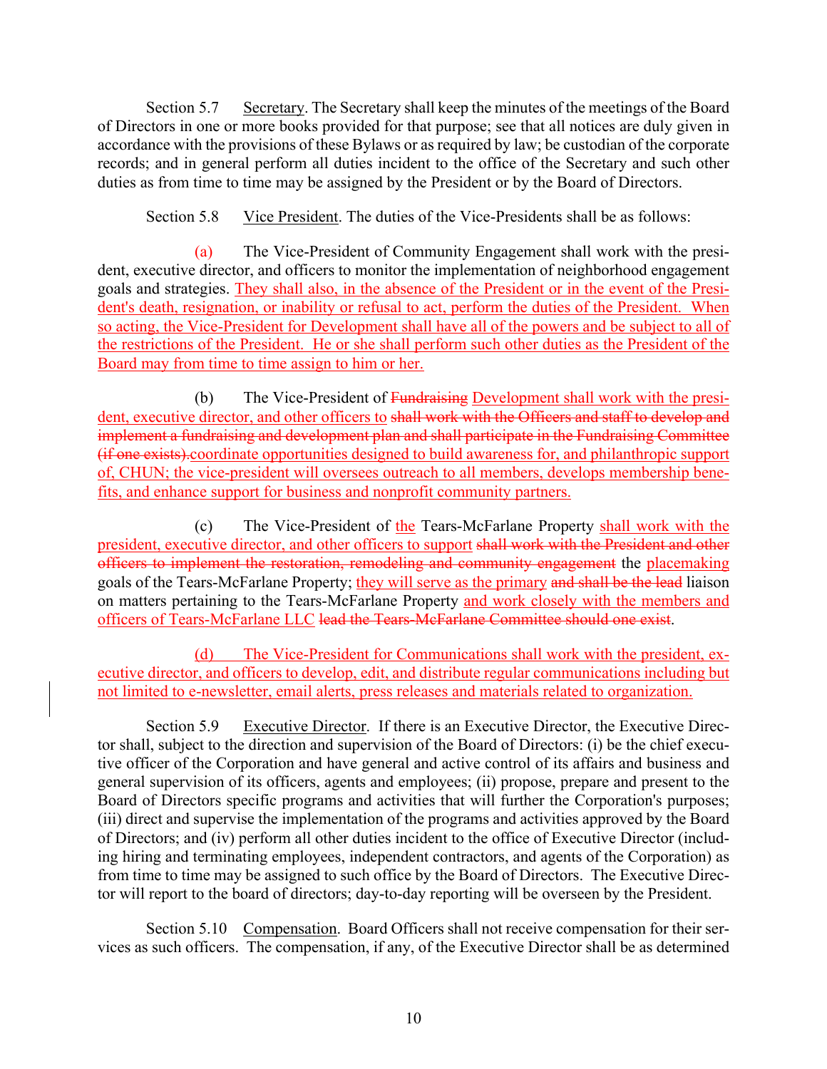Section 5.7 Secretary. The Secretary shall keep the minutes of the meetings of the Board of Directors in one or more books provided for that purpose; see that all notices are duly given in accordance with the provisions of these Bylaws or as required by law; be custodian of the corporate records; and in general perform all duties incident to the office of the Secretary and such other duties as from time to time may be assigned by the President or by the Board of Directors.

Section 5.8 Vice President. The duties of the Vice-Presidents shall be as follows:

(a) The Vice-President of Community Engagement shall work with the president, executive director, and officers to monitor the implementation of neighborhood engagement goals and strategies. They shall also, in the absence of the President or in the event of the President's death, resignation, or inability or refusal to act, perform the duties of the President. When so acting, the Vice-President for Development shall have all of the powers and be subject to all of the restrictions of the President. He or she shall perform such other duties as the President of the Board may from time to time assign to him or her.

(b) The Vice-President of ~~Fundraising~~ Development shall work with the president, executive director, and other officers to ~~shall work with the Officers and staff to develop and implement a fundraising and development plan and shall participate in the Fundraising Committee (if one exists).~~coordinate opportunities designed to build awareness for, and philanthropic support of, CHUN; the vice-president will oversees outreach to all members, develops membership benefits, and enhance support for business and nonprofit community partners.

(c) The Vice-President of the Tears-McFarlane Property shall work with the president, executive director, and other officers to support ~~shall work with the President and other officers to implement the restoration, remodeling and community engagement~~ the placemaking goals of the Tears-McFarlane Property; they will serve as the primary ~~and shall be the lead~~ liaison on matters pertaining to the Tears-McFarlane Property and work closely with the members and officers of Tears-McFarlane LLC ~~lead the Tears-McFarlane Committee should one exist~~.

(d) The Vice-President for Communications shall work with the president, executive director, and officers to develop, edit, and distribute regular communications including but not limited to e-newsletter, email alerts, press releases and materials related to organization.

Section 5.9 Executive Director. If there is an Executive Director, the Executive Director shall, subject to the direction and supervision of the Board of Directors: (i) be the chief executive officer of the Corporation and have general and active control of its affairs and business and general supervision of its officers, agents and employees; (ii) propose, prepare and present to the Board of Directors specific programs and activities that will further the Corporation's purposes; (iii) direct and supervise the implementation of the programs and activities approved by the Board of Directors; and (iv) perform all other duties incident to the office of Executive Director (including hiring and terminating employees, independent contractors, and agents of the Corporation) as from time to time may be assigned to such office by the Board of Directors. The Executive Director will report to the board of directors; day-to-day reporting will be overseen by the President.

Section 5.10 Compensation. Board Officers shall not receive compensation for their services as such officers. The compensation, if any, of the Executive Director shall be as determined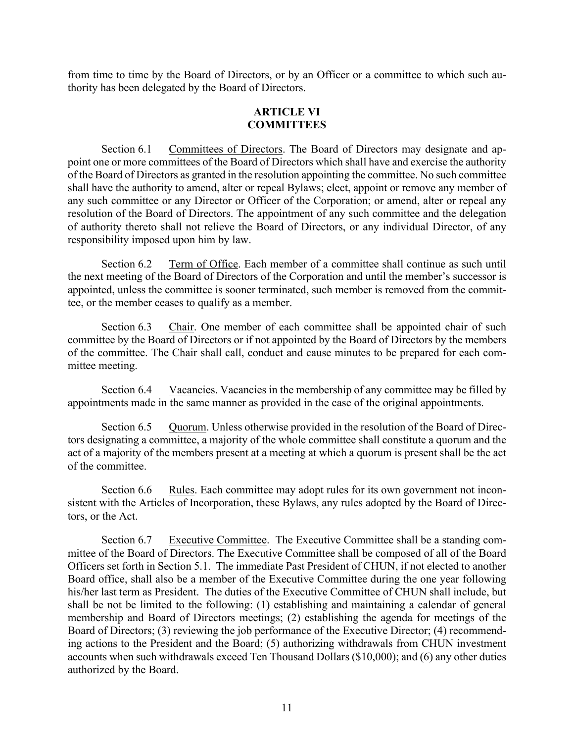from time to time by the Board of Directors, or by an Officer or a committee to which such authority has been delegated by the Board of Directors.

## ARTICLE VI
## COMMITTEES

Section 6.1 Committees of Directors. The Board of Directors may designate and appoint one or more committees of the Board of Directors which shall have and exercise the authority of the Board of Directors as granted in the resolution appointing the committee. No such committee shall have the authority to amend, alter or repeal Bylaws; elect, appoint or remove any member of any such committee or any Director or Officer of the Corporation; or amend, alter or repeal any resolution of the Board of Directors. The appointment of any such committee and the delegation of authority thereto shall not relieve the Board of Directors, or any individual Director, of any responsibility imposed upon him by law.

Section 6.2 Term of Office. Each member of a committee shall continue as such until the next meeting of the Board of Directors of the Corporation and until the member's successor is appointed, unless the committee is sooner terminated, such member is removed from the committee, or the member ceases to qualify as a member.

Section 6.3 Chair. One member of each committee shall be appointed chair of such committee by the Board of Directors or if not appointed by the Board of Directors by the members of the committee. The Chair shall call, conduct and cause minutes to be prepared for each committee meeting.

Section 6.4 Vacancies. Vacancies in the membership of any committee may be filled by appointments made in the same manner as provided in the case of the original appointments.

Section 6.5 Quorum. Unless otherwise provided in the resolution of the Board of Directors designating a committee, a majority of the whole committee shall constitute a quorum and the act of a majority of the members present at a meeting at which a quorum is present shall be the act of the committee.

Section 6.6 Rules. Each committee may adopt rules for its own government not inconsistent with the Articles of Incorporation, these Bylaws, any rules adopted by the Board of Directors, or the Act.

Section 6.7 Executive Committee. The Executive Committee shall be a standing committee of the Board of Directors. The Executive Committee shall be composed of all of the Board Officers set forth in Section 5.1. The immediate Past President of CHUN, if not elected to another Board office, shall also be a member of the Executive Committee during the one year following his/her last term as President. The duties of the Executive Committee of CHUN shall include, but shall be not be limited to the following: (1) establishing and maintaining a calendar of general membership and Board of Directors meetings; (2) establishing the agenda for meetings of the Board of Directors; (3) reviewing the job performance of the Executive Director; (4) recommending actions to the President and the Board; (5) authorizing withdrawals from CHUN investment accounts when such withdrawals exceed Ten Thousand Dollars ($10,000); and (6) any other duties authorized by the Board.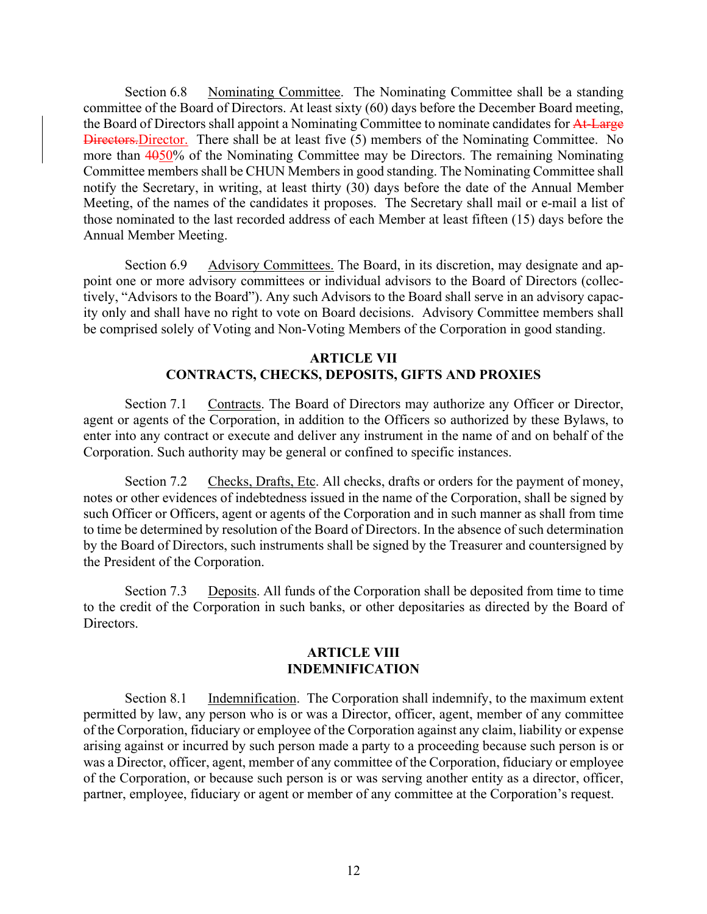Section 6.8 Nominating Committee. The Nominating Committee shall be a standing committee of the Board of Directors. At least sixty (60) days before the December Board meeting, the Board of Directors shall appoint a Nominating Committee to nominate candidates for ~~At-Large Directors.~~Director. There shall be at least five (5) members of the Nominating Committee. No more than ~~40~~50% of the Nominating Committee may be Directors. The remaining Nominating Committee members shall be CHUN Members in good standing. The Nominating Committee shall notify the Secretary, in writing, at least thirty (30) days before the date of the Annual Member Meeting, of the names of the candidates it proposes. The Secretary shall mail or e-mail a list of those nominated to the last recorded address of each Member at least fifteen (15) days before the Annual Member Meeting.

Section 6.9 Advisory Committees. The Board, in its discretion, may designate and appoint one or more advisory committees or individual advisors to the Board of Directors (collectively, "Advisors to the Board"). Any such Advisors to the Board shall serve in an advisory capacity only and shall have no right to vote on Board decisions. Advisory Committee members shall be comprised solely of Voting and Non-Voting Members of the Corporation in good standing.

## ARTICLE VII
## CONTRACTS, CHECKS, DEPOSITS, GIFTS AND PROXIES

Section 7.1 Contracts. The Board of Directors may authorize any Officer or Director, agent or agents of the Corporation, in addition to the Officers so authorized by these Bylaws, to enter into any contract or execute and deliver any instrument in the name of and on behalf of the Corporation. Such authority may be general or confined to specific instances.

Section 7.2 Checks, Drafts, Etc. All checks, drafts or orders for the payment of money, notes or other evidences of indebtedness issued in the name of the Corporation, shall be signed by such Officer or Officers, agent or agents of the Corporation and in such manner as shall from time to time be determined by resolution of the Board of Directors. In the absence of such determination by the Board of Directors, such instruments shall be signed by the Treasurer and countersigned by the President of the Corporation.

Section 7.3 Deposits. All funds of the Corporation shall be deposited from time to time to the credit of the Corporation in such banks, or other depositaries as directed by the Board of Directors.

## ARTICLE VIII
## INDEMNIFICATION

Section 8.1 Indemnification. The Corporation shall indemnify, to the maximum extent permitted by law, any person who is or was a Director, officer, agent, member of any committee of the Corporation, fiduciary or employee of the Corporation against any claim, liability or expense arising against or incurred by such person made a party to a proceeding because such person is or was a Director, officer, agent, member of any committee of the Corporation, fiduciary or employee of the Corporation, or because such person is or was serving another entity as a director, officer, partner, employee, fiduciary or agent or member of any committee at the Corporation's request.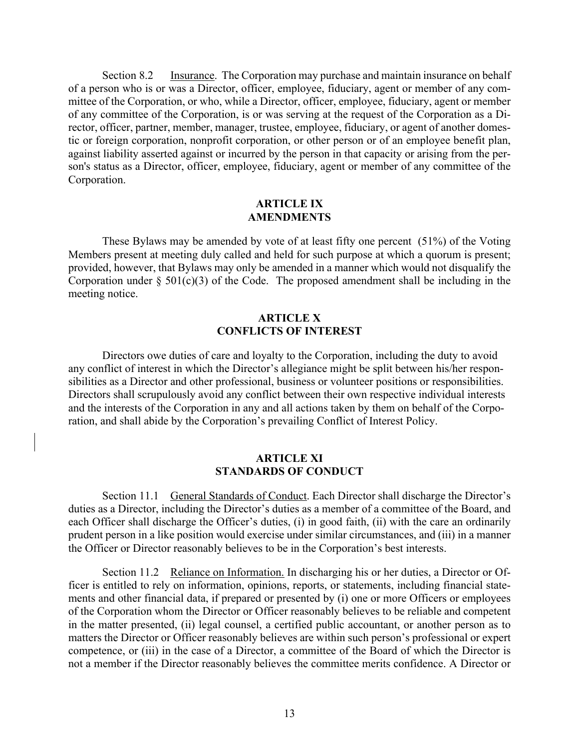Section 8.2 Insurance. The Corporation may purchase and maintain insurance on behalf of a person who is or was a Director, officer, employee, fiduciary, agent or member of any committee of the Corporation, or who, while a Director, officer, employee, fiduciary, agent or member of any committee of the Corporation, is or was serving at the request of the Corporation as a Director, officer, partner, member, manager, trustee, employee, fiduciary, or agent of another domestic or foreign corporation, nonprofit corporation, or other person or of an employee benefit plan, against liability asserted against or incurred by the person in that capacity or arising from the person's status as a Director, officer, employee, fiduciary, agent or member of any committee of the Corporation.

## ARTICLE IX
## AMENDMENTS

These Bylaws may be amended by vote of at least fifty one percent (51%) of the Voting Members present at meeting duly called and held for such purpose at which a quorum is present; provided, however, that Bylaws may only be amended in a manner which would not disqualify the Corporation under § 501(c)(3) of the Code. The proposed amendment shall be including in the meeting notice.

## ARTICLE X
## CONFLICTS OF INTEREST

Directors owe duties of care and loyalty to the Corporation, including the duty to avoid any conflict of interest in which the Director's allegiance might be split between his/her responsibilities as a Director and other professional, business or volunteer positions or responsibilities. Directors shall scrupulously avoid any conflict between their own respective individual interests and the interests of the Corporation in any and all actions taken by them on behalf of the Corporation, and shall abide by the Corporation's prevailing Conflict of Interest Policy.

## ARTICLE XI
## STANDARDS OF CONDUCT

Section 11.1 General Standards of Conduct. Each Director shall discharge the Director's duties as a Director, including the Director's duties as a member of a committee of the Board, and each Officer shall discharge the Officer's duties, (i) in good faith, (ii) with the care an ordinarily prudent person in a like position would exercise under similar circumstances, and (iii) in a manner the Officer or Director reasonably believes to be in the Corporation's best interests.

Section 11.2 Reliance on Information. In discharging his or her duties, a Director or Officer is entitled to rely on information, opinions, reports, or statements, including financial statements and other financial data, if prepared or presented by (i) one or more Officers or employees of the Corporation whom the Director or Officer reasonably believes to be reliable and competent in the matter presented, (ii) legal counsel, a certified public accountant, or another person as to matters the Director or Officer reasonably believes are within such person's professional or expert competence, or (iii) in the case of a Director, a committee of the Board of which the Director is not a member if the Director reasonably believes the committee merits confidence. A Director or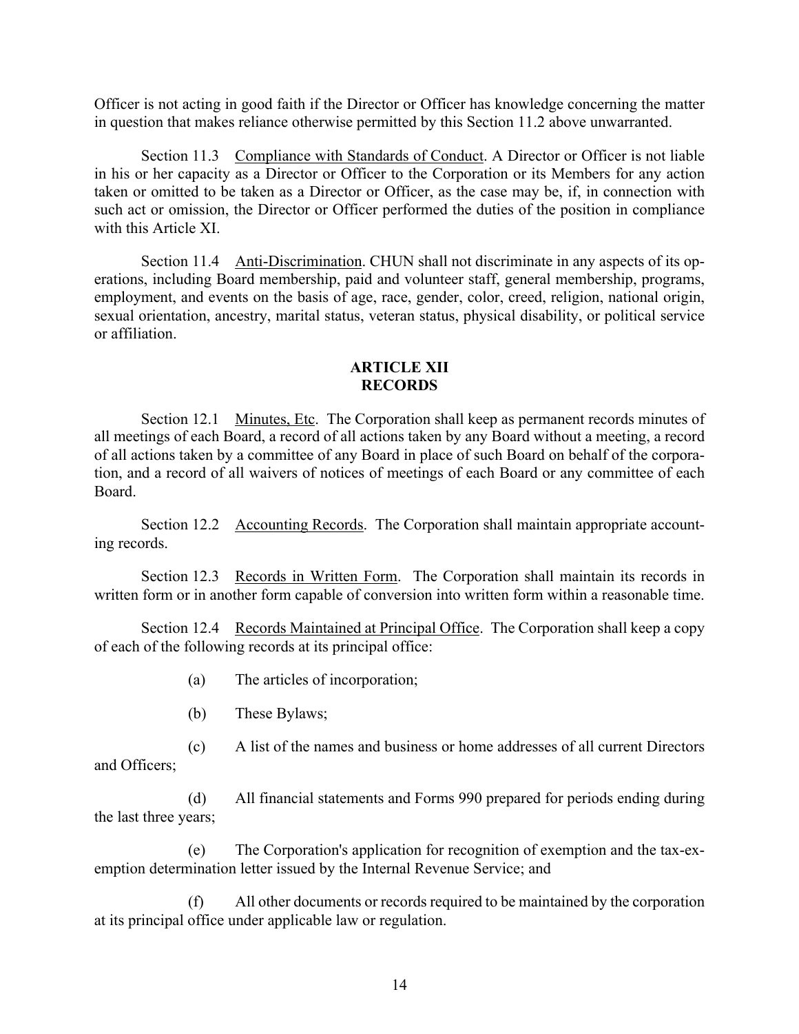Officer is not acting in good faith if the Director or Officer has knowledge concerning the matter in question that makes reliance otherwise permitted by this Section 11.2 above unwarranted.

Section 11.3 Compliance with Standards of Conduct. A Director or Officer is not liable in his or her capacity as a Director or Officer to the Corporation or its Members for any action taken or omitted to be taken as a Director or Officer, as the case may be, if, in connection with such act or omission, the Director or Officer performed the duties of the position in compliance with this Article XI.

Section 11.4 Anti-Discrimination. CHUN shall not discriminate in any aspects of its operations, including Board membership, paid and volunteer staff, general membership, programs, employment, and events on the basis of age, race, gender, color, creed, religion, national origin, sexual orientation, ancestry, marital status, veteran status, physical disability, or political service or affiliation.

## ARTICLE XII
## RECORDS

Section 12.1 Minutes, Etc. The Corporation shall keep as permanent records minutes of all meetings of each Board, a record of all actions taken by any Board without a meeting, a record of all actions taken by a committee of any Board in place of such Board on behalf of the corporation, and a record of all waivers of notices of meetings of each Board or any committee of each Board.

Section 12.2 Accounting Records. The Corporation shall maintain appropriate accounting records.

Section 12.3 Records in Written Form. The Corporation shall maintain its records in written form or in another form capable of conversion into written form within a reasonable time.

Section 12.4 Records Maintained at Principal Office. The Corporation shall keep a copy of each of the following records at its principal office:

(a) The articles of incorporation;

(b) These Bylaws;

(c) A list of the names and business or home addresses of all current Directors and Officers;

(d) All financial statements and Forms 990 prepared for periods ending during the last three years;

(e) The Corporation's application for recognition of exemption and the tax-exemption determination letter issued by the Internal Revenue Service; and

(f) All other documents or records required to be maintained by the corporation at its principal office under applicable law or regulation.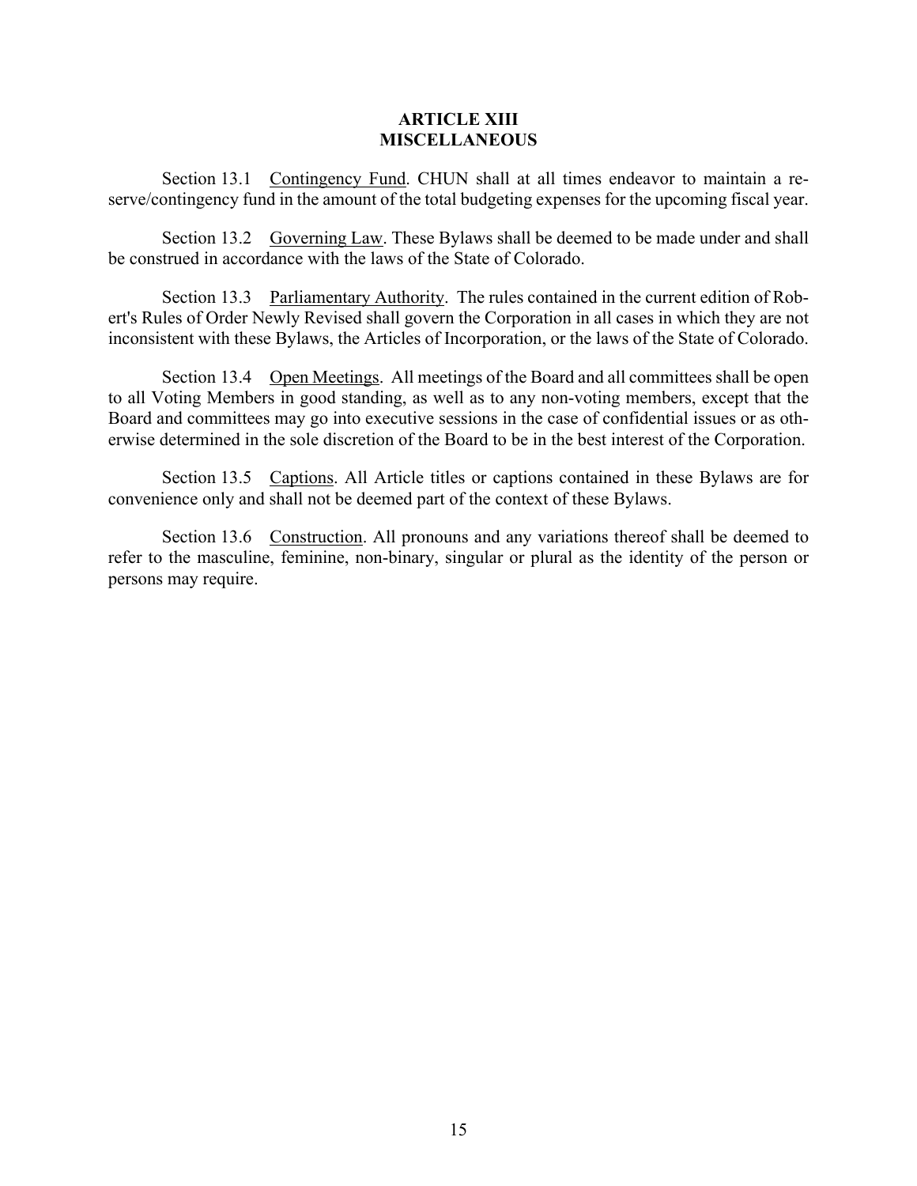## ARTICLE XIII
## MISCELLANEOUS

Section 13.1 Contingency Fund. CHUN shall at all times endeavor to maintain a reserve/contingency fund in the amount of the total budgeting expenses for the upcoming fiscal year.

Section 13.2 Governing Law. These Bylaws shall be deemed to be made under and shall be construed in accordance with the laws of the State of Colorado.

Section 13.3 Parliamentary Authority. The rules contained in the current edition of Robert's Rules of Order Newly Revised shall govern the Corporation in all cases in which they are not inconsistent with these Bylaws, the Articles of Incorporation, or the laws of the State of Colorado.

Section 13.4 Open Meetings. All meetings of the Board and all committees shall be open to all Voting Members in good standing, as well as to any non-voting members, except that the Board and committees may go into executive sessions in the case of confidential issues or as otherwise determined in the sole discretion of the Board to be in the best interest of the Corporation.

Section 13.5 Captions. All Article titles or captions contained in these Bylaws are for convenience only and shall not be deemed part of the context of these Bylaws.

Section 13.6 Construction. All pronouns and any variations thereof shall be deemed to refer to the masculine, feminine, non-binary, singular or plural as the identity of the person or persons may require.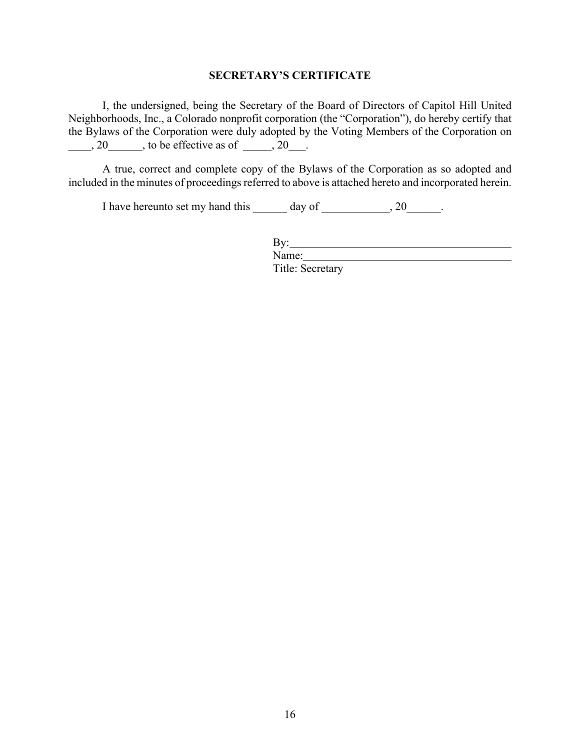**SECRETARY'S CERTIFICATE**

I, the undersigned, being the Secretary of the Board of Directors of Capitol Hill United Neighborhoods, Inc., a Colorado nonprofit corporation (the "Corporation"), do hereby certify that the Bylaws of the Corporation were duly adopted by the Voting Members of the Corporation on ____, 20______, to be effective as of _____, 20___.

A true, correct and complete copy of the Bylaws of the Corporation as so adopted and included in the minutes of proceedings referred to above is attached hereto and incorporated herein.

I have hereunto set my hand this ______ day of ____________, 20______.

By:________________________________________
Name:______________________________________
Title: Secretary